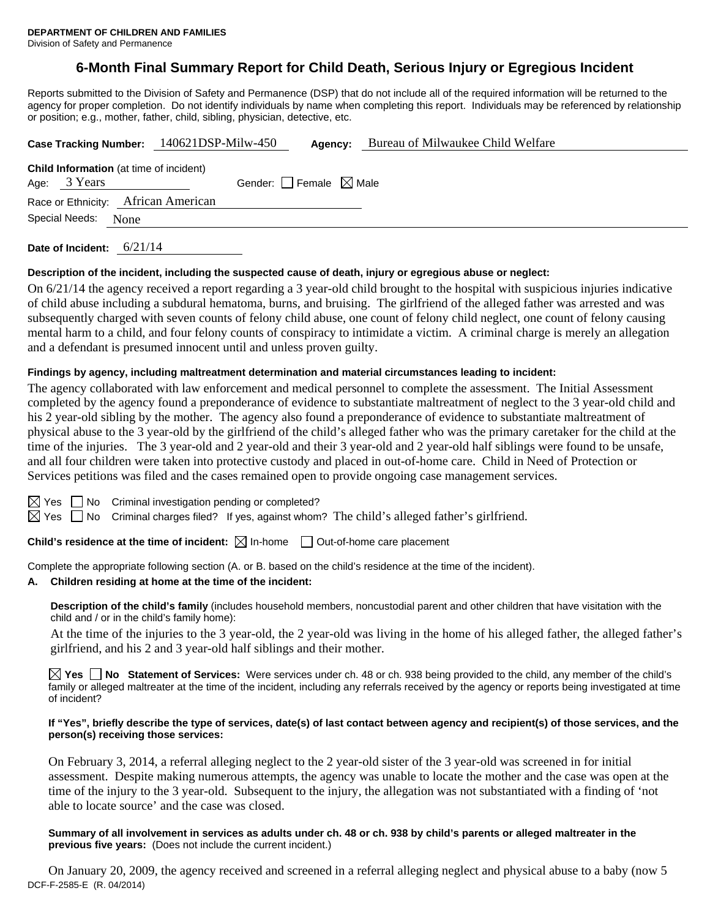**DEPARTMENT OF CHILDREN AND FAMILIES**
Division of Safety and Permanence

# 6-Month Final Summary Report for Child Death, Serious Injury or Egregious Incident

Reports submitted to the Division of Safety and Permanence (DSP) that do not include all of the required information will be returned to the agency for proper completion. Do not identify individuals by name when completing this report. Individuals may be referenced by relationship or position; e.g., mother, father, child, sibling, physician, detective, etc.

**Case Tracking Number:** 140621DSP-Milw-450 **Agency:** Bureau of Milwaukee Child Welfare

**Child Information** (at time of incident)
Age: 3 Years Gender: ☐ Female ☒ Male
Race or Ethnicity: African American
Special Needs: None

**Date of Incident:** 6/21/14

**Description of the incident, including the suspected cause of death, injury or egregious abuse or neglect:**

On 6/21/14 the agency received a report regarding a 3 year-old child brought to the hospital with suspicious injuries indicative of child abuse including a subdural hematoma, burns, and bruising. The girlfriend of the alleged father was arrested and was subsequently charged with seven counts of felony child abuse, one count of felony child neglect, one count of felony causing mental harm to a child, and four felony counts of conspiracy to intimidate a victim. A criminal charge is merely an allegation and a defendant is presumed innocent until and unless proven guilty.

**Findings by agency, including maltreatment determination and material circumstances leading to incident:**

The agency collaborated with law enforcement and medical personnel to complete the assessment. The Initial Assessment completed by the agency found a preponderance of evidence to substantiate maltreatment of neglect to the 3 year-old child and his 2 year-old sibling by the mother. The agency also found a preponderance of evidence to substantiate maltreatment of physical abuse to the 3 year-old by the girlfriend of the child's alleged father who was the primary caretaker for the child at the time of the injuries. The 3 year-old and 2 year-old and their 3 year-old and 2 year-old half siblings were found to be unsafe, and all four children were taken into protective custody and placed in out-of-home care. Child in Need of Protection or Services petitions was filed and the cases remained open to provide ongoing case management services.

☒ Yes ☐ No Criminal investigation pending or completed?
☒ Yes ☐ No Criminal charges filed? If yes, against whom? The child's alleged father's girlfriend.

**Child's residence at the time of incident:** ☒ In-home ☐ Out-of-home care placement

Complete the appropriate following section (A. or B. based on the child's residence at the time of the incident).

**A. Children residing at home at the time of the incident:**

**Description of the child's family** (includes household members, noncustodial parent and other children that have visitation with the child and / or in the child's family home):

At the time of the injuries to the 3 year-old, the 2 year-old was living in the home of his alleged father, the alleged father's girlfriend, and his 2 and 3 year-old half siblings and their mother.

☒ **Yes** ☐ **No Statement of Services:** Were services under ch. 48 or ch. 938 being provided to the child, any member of the child's family or alleged maltreater at the time of the incident, including any referrals received by the agency or reports being investigated at time of incident?

**If "Yes", briefly describe the type of services, date(s) of last contact between agency and recipient(s) of those services, and the person(s) receiving those services:**

On February 3, 2014, a referral alleging neglect to the 2 year-old sister of the 3 year-old was screened in for initial assessment. Despite making numerous attempts, the agency was unable to locate the mother and the case was open at the time of the injury to the 3 year-old. Subsequent to the injury, the allegation was not substantiated with a finding of 'not able to locate source' and the case was closed.

**Summary of all involvement in services as adults under ch. 48 or ch. 938 by child's parents or alleged maltreater in the previous five years:** (Does not include the current incident.)

On January 20, 2009, the agency received and screened in a referral alleging neglect and physical abuse to a baby (now 5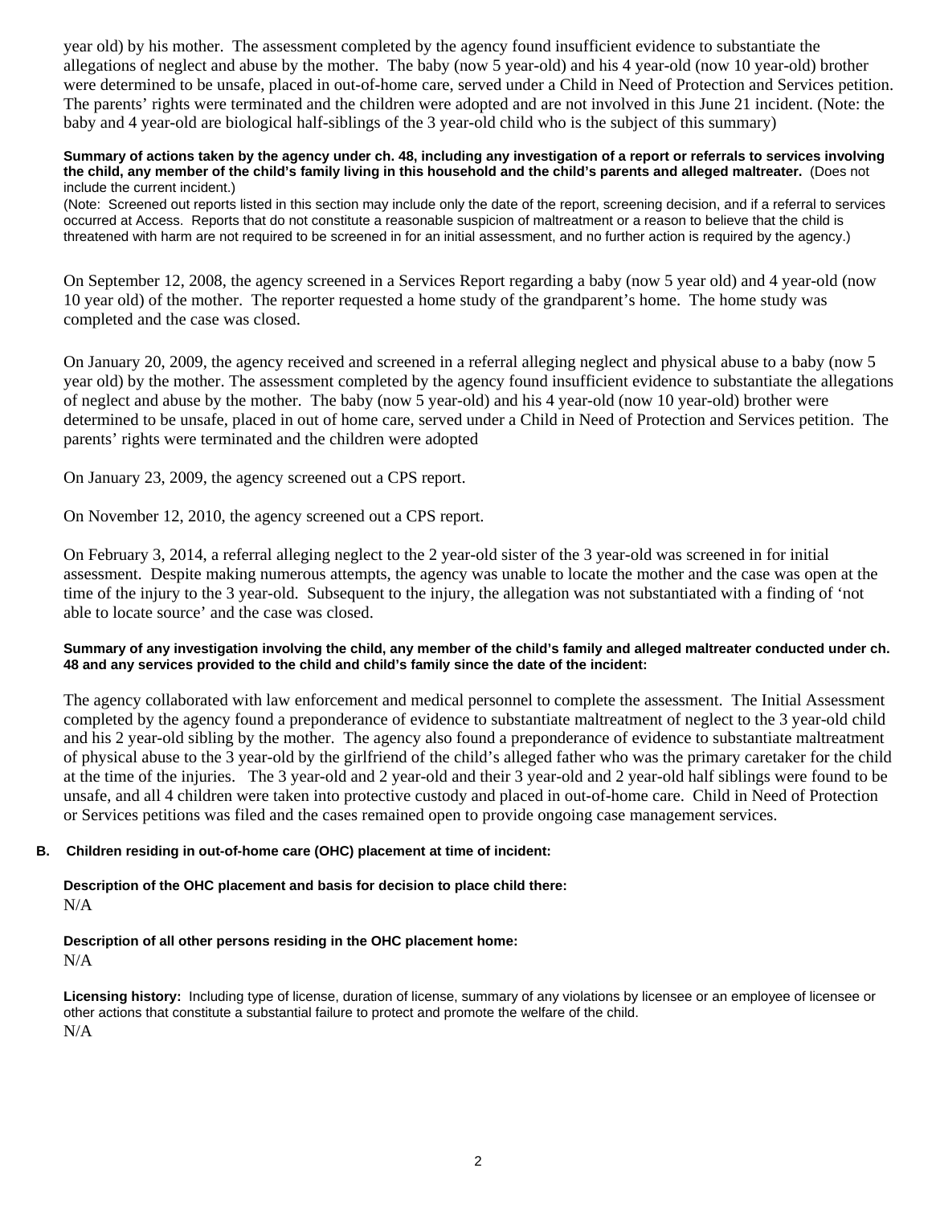year old) by his mother. The assessment completed by the agency found insufficient evidence to substantiate the allegations of neglect and abuse by the mother. The baby (now 5 year-old) and his 4 year-old (now 10 year-old) brother were determined to be unsafe, placed in out-of-home care, served under a Child in Need of Protection and Services petition. The parents' rights were terminated and the children were adopted and are not involved in this June 21 incident. (Note: the baby and 4 year-old are biological half-siblings of the 3 year-old child who is the subject of this summary)

**Summary of actions taken by the agency under ch. 48, including any investigation of a report or referrals to services involving the child, any member of the child's family living in this household and the child's parents and alleged maltreater.** (Does not include the current incident.)
(Note: Screened out reports listed in this section may include only the date of the report, screening decision, and if a referral to services occurred at Access. Reports that do not constitute a reasonable suspicion of maltreatment or a reason to believe that the child is threatened with harm are not required to be screened in for an initial assessment, and no further action is required by the agency.)

On September 12, 2008, the agency screened in a Services Report regarding a baby (now 5 year old) and 4 year-old (now 10 year old) of the mother. The reporter requested a home study of the grandparent's home. The home study was completed and the case was closed.

On January 20, 2009, the agency received and screened in a referral alleging neglect and physical abuse to a baby (now 5 year old) by the mother. The assessment completed by the agency found insufficient evidence to substantiate the allegations of neglect and abuse by the mother. The baby (now 5 year-old) and his 4 year-old (now 10 year-old) brother were determined to be unsafe, placed in out of home care, served under a Child in Need of Protection and Services petition. The parents' rights were terminated and the children were adopted

On January 23, 2009, the agency screened out a CPS report.

On November 12, 2010, the agency screened out a CPS report.

On February 3, 2014, a referral alleging neglect to the 2 year-old sister of the 3 year-old was screened in for initial assessment. Despite making numerous attempts, the agency was unable to locate the mother and the case was open at the time of the injury to the 3 year-old. Subsequent to the injury, the allegation was not substantiated with a finding of 'not able to locate source' and the case was closed.

**Summary of any investigation involving the child, any member of the child's family and alleged maltreater conducted under ch. 48 and any services provided to the child and child's family since the date of the incident:**

The agency collaborated with law enforcement and medical personnel to complete the assessment. The Initial Assessment completed by the agency found a preponderance of evidence to substantiate maltreatment of neglect to the 3 year-old child and his 2 year-old sibling by the mother. The agency also found a preponderance of evidence to substantiate maltreatment of physical abuse to the 3 year-old by the girlfriend of the child's alleged father who was the primary caretaker for the child at the time of the injuries. The 3 year-old and 2 year-old and their 3 year-old and 2 year-old half siblings were found to be unsafe, and all 4 children were taken into protective custody and placed in out-of-home care. Child in Need of Protection or Services petitions was filed and the cases remained open to provide ongoing case management services.

**B. Children residing in out-of-home care (OHC) placement at time of incident:**

**Description of the OHC placement and basis for decision to place child there:**
N/A

**Description of all other persons residing in the OHC placement home:**
N/A

**Licensing history:** Including type of license, duration of license, summary of any violations by licensee or an employee of licensee or other actions that constitute a substantial failure to protect and promote the welfare of the child.
N/A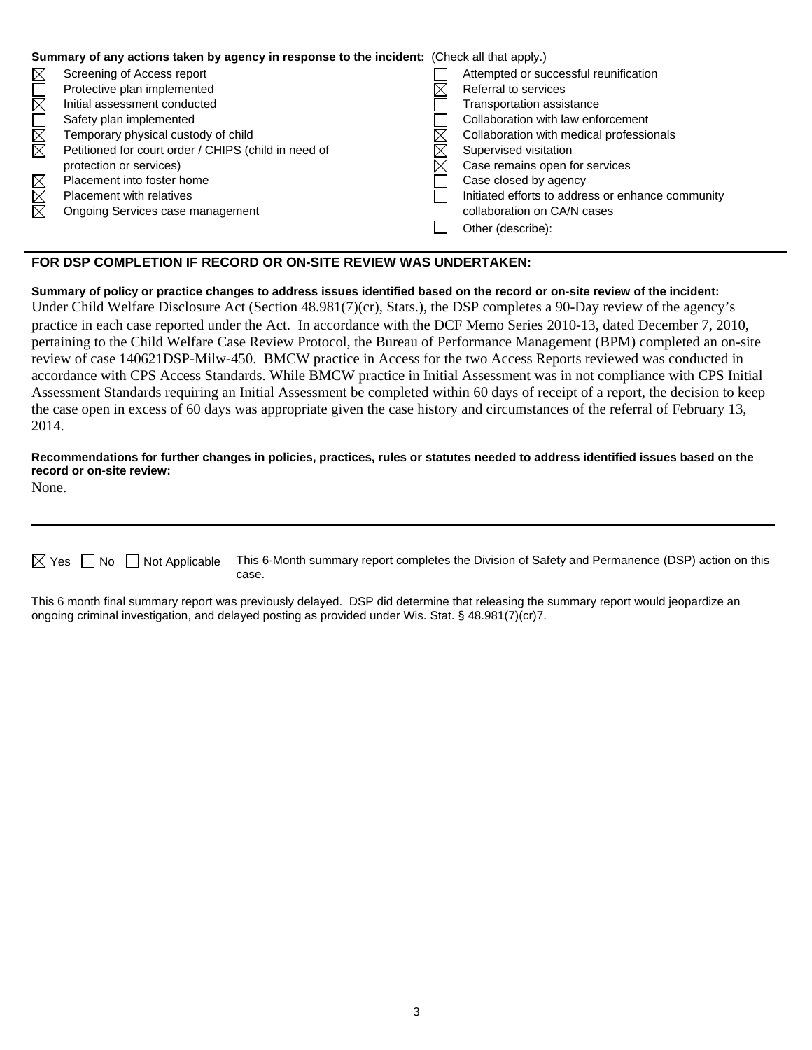**Summary of any actions taken by agency in response to the incident:** (Check all that apply.)

- [x] Screening of Access report
- [ ] Protective plan implemented
- [x] Initial assessment conducted
- [ ] Safety plan implemented
- [x] Temporary physical custody of child
- [x] Petitioned for court order / CHIPS (child in need of protection or services)
- [x] Placement into foster home
- [x] Placement with relatives
- [x] Ongoing Services case management
- [ ] Attempted or successful reunification
- [x] Referral to services
- [ ] Transportation assistance
- [ ] Collaboration with law enforcement
- [x] Collaboration with medical professionals
- [x] Supervised visitation
- [x] Case remains open for services
- [ ] Case closed by agency
- [ ] Initiated efforts to address or enhance community collaboration on CA/N cases
- [ ] Other (describe):

## FOR DSP COMPLETION IF RECORD OR ON-SITE REVIEW WAS UNDERTAKEN:

**Summary of policy or practice changes to address issues identified based on the record or on-site review of the incident:**

Under Child Welfare Disclosure Act (Section 48.981(7)(cr), Stats.), the DSP completes a 90-Day review of the agency's practice in each case reported under the Act. In accordance with the DCF Memo Series 2010-13, dated December 7, 2010, pertaining to the Child Welfare Case Review Protocol, the Bureau of Performance Management (BPM) completed an on-site review of case 140621DSP-Milw-450. BMCW practice in Access for the two Access Reports reviewed was conducted in accordance with CPS Access Standards. While BMCW practice in Initial Assessment was in not compliance with CPS Initial Assessment Standards requiring an Initial Assessment be completed within 60 days of receipt of a report, the decision to keep the case open in excess of 60 days was appropriate given the case history and circumstances of the referral of February 13, 2014.

**Recommendations for further changes in policies, practices, rules or statutes needed to address identified issues based on the record or on-site review:**

None.

---

[x] Yes [ ] No [ ] Not Applicable This 6-Month summary report completes the Division of Safety and Permanence (DSP) action on this case.

This 6 month final summary report was previously delayed. DSP did determine that releasing the summary report would jeopardize an ongoing criminal investigation, and delayed posting as provided under Wis. Stat. § 48.981(7)(cr)7.